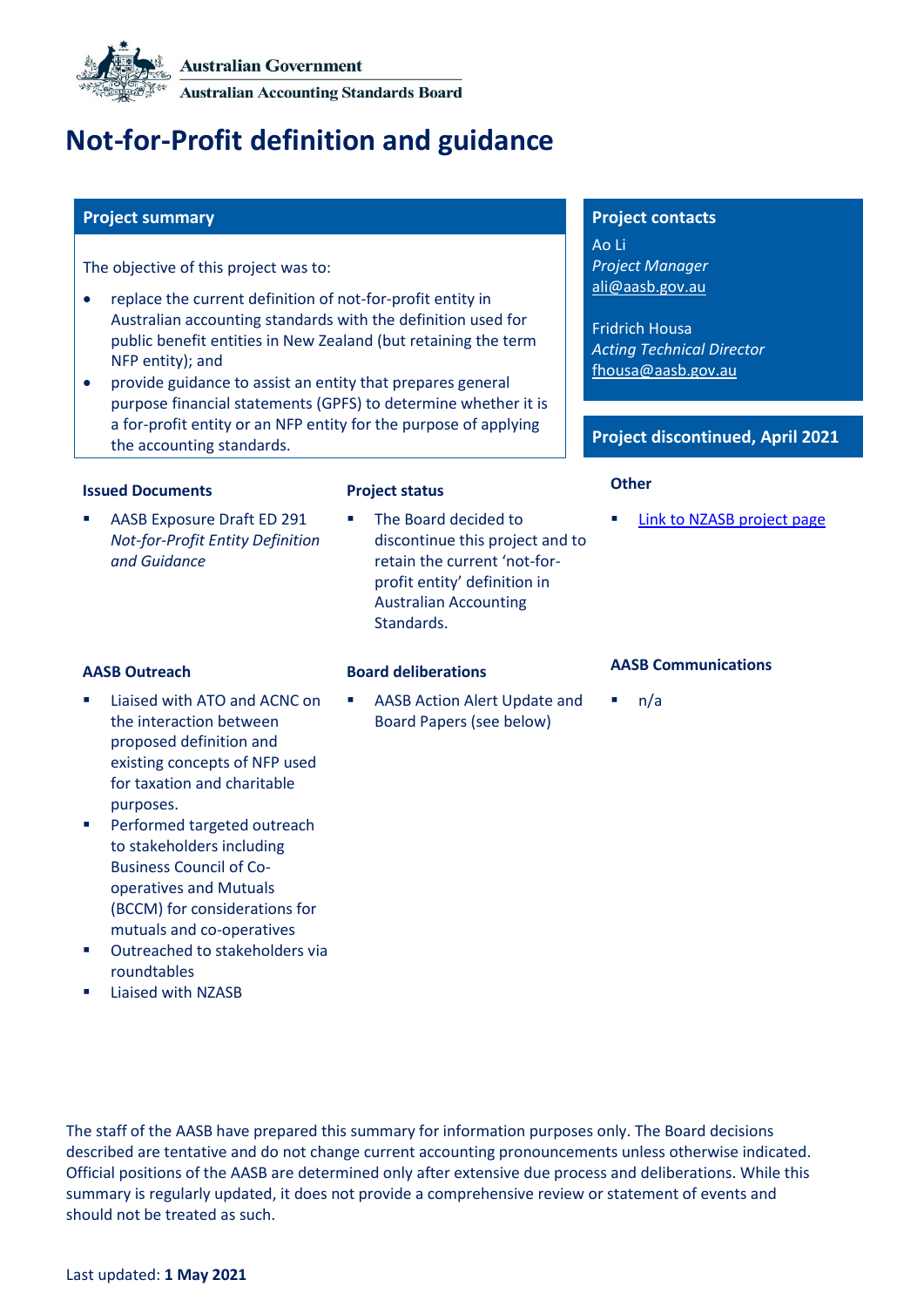Australian Government

Australian Accounting Standards Board

# Not-for-Profit definition and guidance

## Project summary

The objective of this project was to:

- replace the current definition of not-for-profit entity in Australian accounting standards with the definition used for public benefit entities in New Zealand (but retaining the term NFP entity); and
- provide guidance to assist an entity that prepares general purpose financial statements (GPFS) to determine whether it is a for-profit entity or an NFP entity for the purpose of applying the accounting standards.

## Project contacts

Ao Li
*Project Manager*
ali@aasb.gov.au

Fridrich Housa
*Acting Technical Director*
fhousa@aasb.gov.au

## Project discontinued, April 2021

### Issued Documents

- AASB Exposure Draft ED 291 *Not-for-Profit Entity Definition and Guidance*

### Project status

- The Board decided to discontinue this project and to retain the current 'not-for-profit entity' definition in Australian Accounting Standards.

### Other

- Link to NZASB project page

### AASB Outreach

- Liaised with ATO and ACNC on the interaction between proposed definition and existing concepts of NFP used for taxation and charitable purposes.
- Performed targeted outreach to stakeholders including Business Council of Co-operatives and Mutuals (BCCM) for considerations for mutuals and co-operatives
- Outreached to stakeholders via roundtables
- Liaised with NZASB

### Board deliberations

- AASB Action Alert Update and Board Papers (see below)

### AASB Communications

- n/a

The staff of the AASB have prepared this summary for information purposes only. The Board decisions described are tentative and do not change current accounting pronouncements unless otherwise indicated. Official positions of the AASB are determined only after extensive due process and deliberations. While this summary is regularly updated, it does not provide a comprehensive review or statement of events and should not be treated as such.

Last updated: **1 May 2021**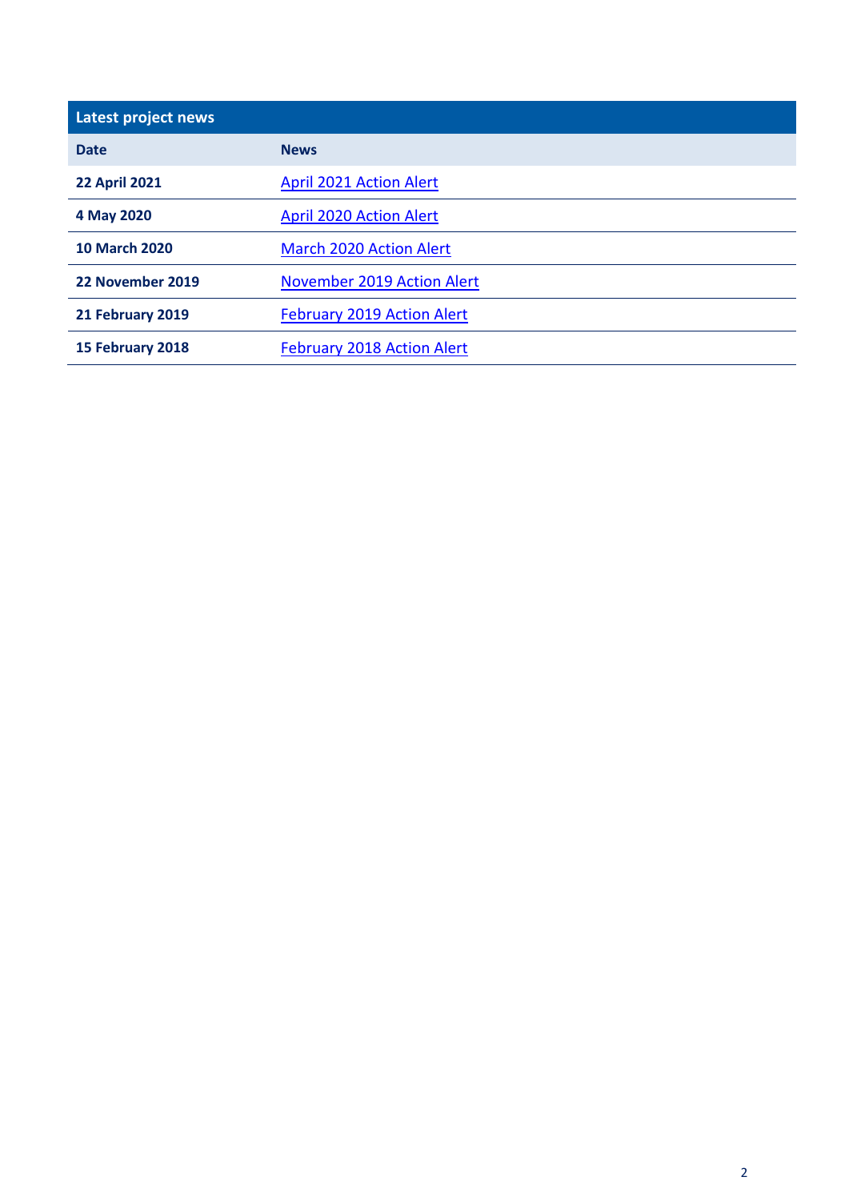| Latest project news | |
|---|---|
| **Date** | **News** |
| **22 April 2021** | April 2021 Action Alert |
| **4 May 2020** | April 2020 Action Alert |
| **10 March 2020** | March 2020 Action Alert |
| **22 November 2019** | November 2019 Action Alert |
| **21 February 2019** | February 2019 Action Alert |
| **15 February 2018** | February 2018 Action Alert |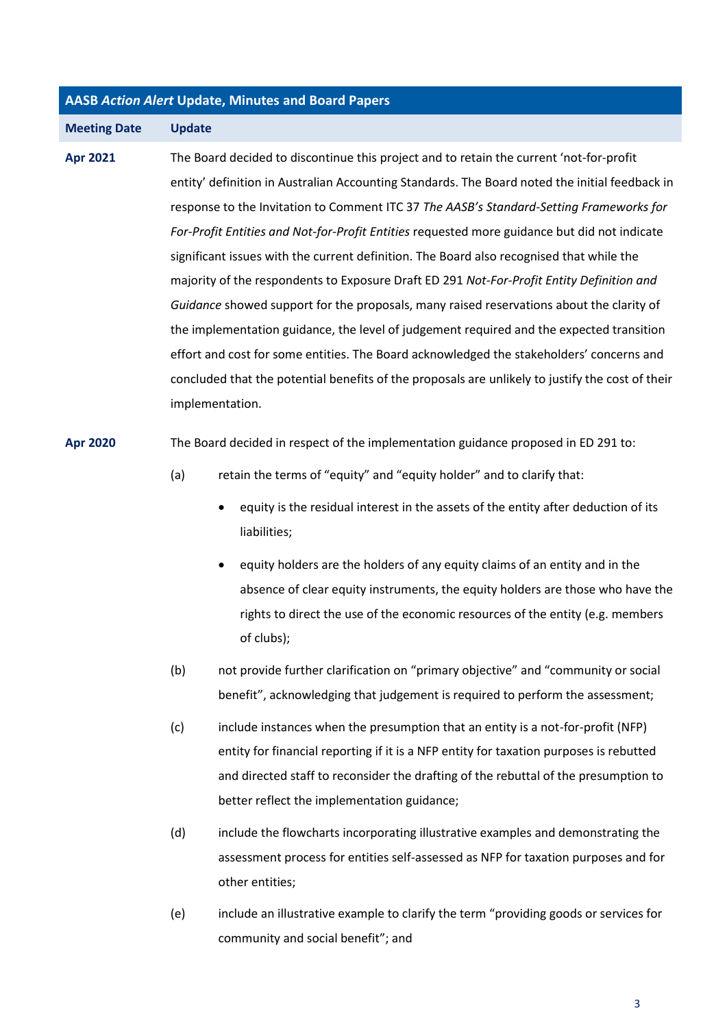| AASB *Action Alert* Update, Minutes and Board Papers | |
|---|---|
| **Meeting Date** | **Update** |
| **Apr 2021** | The Board decided to discontinue this project and to retain the current 'not-for-profit entity' definition in Australian Accounting Standards. The Board noted the initial feedback in response to the Invitation to Comment ITC 37 *The AASB's Standard-Setting Frameworks for For-Profit Entities and Not-for-Profit Entities* requested more guidance but did not indicate significant issues with the current definition. The Board also recognised that while the majority of the respondents to Exposure Draft ED 291 *Not-For-Profit Entity Definition and Guidance* showed support for the proposals, many raised reservations about the clarity of the implementation guidance, the level of judgement required and the expected transition effort and cost for some entities. The Board acknowledged the stakeholders' concerns and concluded that the potential benefits of the proposals are unlikely to justify the cost of their implementation. |
| **Apr 2020** | The Board decided in respect of the implementation guidance proposed in ED 291 to:<br><br>(a) retain the terms of "equity" and "equity holder" and to clarify that:<br>• equity is the residual interest in the assets of the entity after deduction of its liabilities;<br>• equity holders are the holders of any equity claims of an entity and in the absence of clear equity instruments, the equity holders are those who have the rights to direct the use of the economic resources of the entity (e.g. members of clubs);<br><br>(b) not provide further clarification on "primary objective" and "community or social benefit", acknowledging that judgement is required to perform the assessment;<br><br>(c) include instances when the presumption that an entity is a not-for-profit (NFP) entity for financial reporting if it is a NFP entity for taxation purposes is rebutted and directed staff to reconsider the drafting of the rebuttal of the presumption to better reflect the implementation guidance;<br><br>(d) include the flowcharts incorporating illustrative examples and demonstrating the assessment process for entities self-assessed as NFP for taxation purposes and for other entities;<br><br>(e) include an illustrative example to clarify the term "providing goods or services for community and social benefit"; and |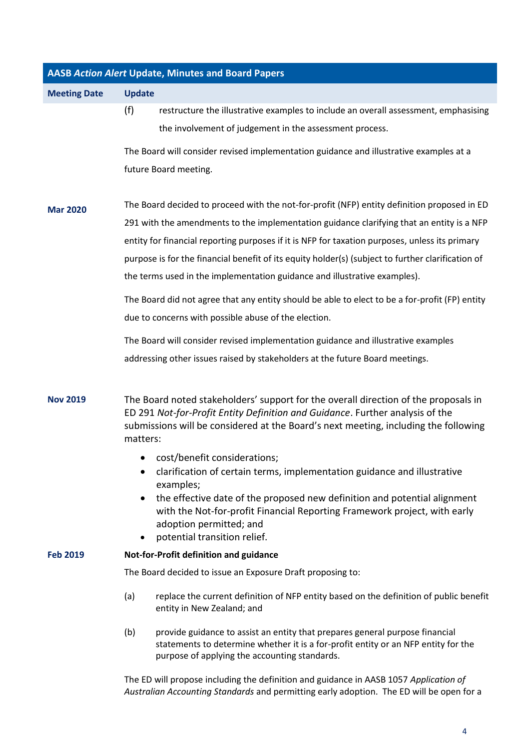| AASB *Action Alert* Update, Minutes and Board Papers | |
|---|---|
| **Meeting Date** | **Update** |
| | (f) restructure the illustrative examples to include an overall assessment, emphasising the involvement of judgement in the assessment process.<br><br>The Board will consider revised implementation guidance and illustrative examples at a future Board meeting. |
| **Mar 2020** | The Board decided to proceed with the not-for-profit (NFP) entity definition proposed in ED 291 with the amendments to the implementation guidance clarifying that an entity is a NFP entity for financial reporting purposes if it is NFP for taxation purposes, unless its primary purpose is for the financial benefit of its equity holder(s) (subject to further clarification of the terms used in the implementation guidance and illustrative examples).<br><br>The Board did not agree that any entity should be able to elect to be a for-profit (FP) entity due to concerns with possible abuse of the election.<br><br>The Board will consider revised implementation guidance and illustrative examples addressing other issues raised by stakeholders at the future Board meetings. |
| **Nov 2019** | The Board noted stakeholders' support for the overall direction of the proposals in ED 291 *Not-for-Profit Entity Definition and Guidance*. Further analysis of the submissions will be considered at the Board's next meeting, including the following matters:<br><br>• cost/benefit considerations;<br>• clarification of certain terms, implementation guidance and illustrative examples;<br>• the effective date of the proposed new definition and potential alignment with the Not-for-profit Financial Reporting Framework project, with early adoption permitted; and<br>• potential transition relief. |
| **Feb 2019** | **Not-for-Profit definition and guidance**<br><br>The Board decided to issue an Exposure Draft proposing to:<br><br>(a) replace the current definition of NFP entity based on the definition of public benefit entity in New Zealand; and<br><br>(b) provide guidance to assist an entity that prepares general purpose financial statements to determine whether it is a for-profit entity or an NFP entity for the purpose of applying the accounting standards.<br><br>The ED will propose including the definition and guidance in AASB 1057 *Application of Australian Accounting Standards* and permitting early adoption. The ED will be open for a |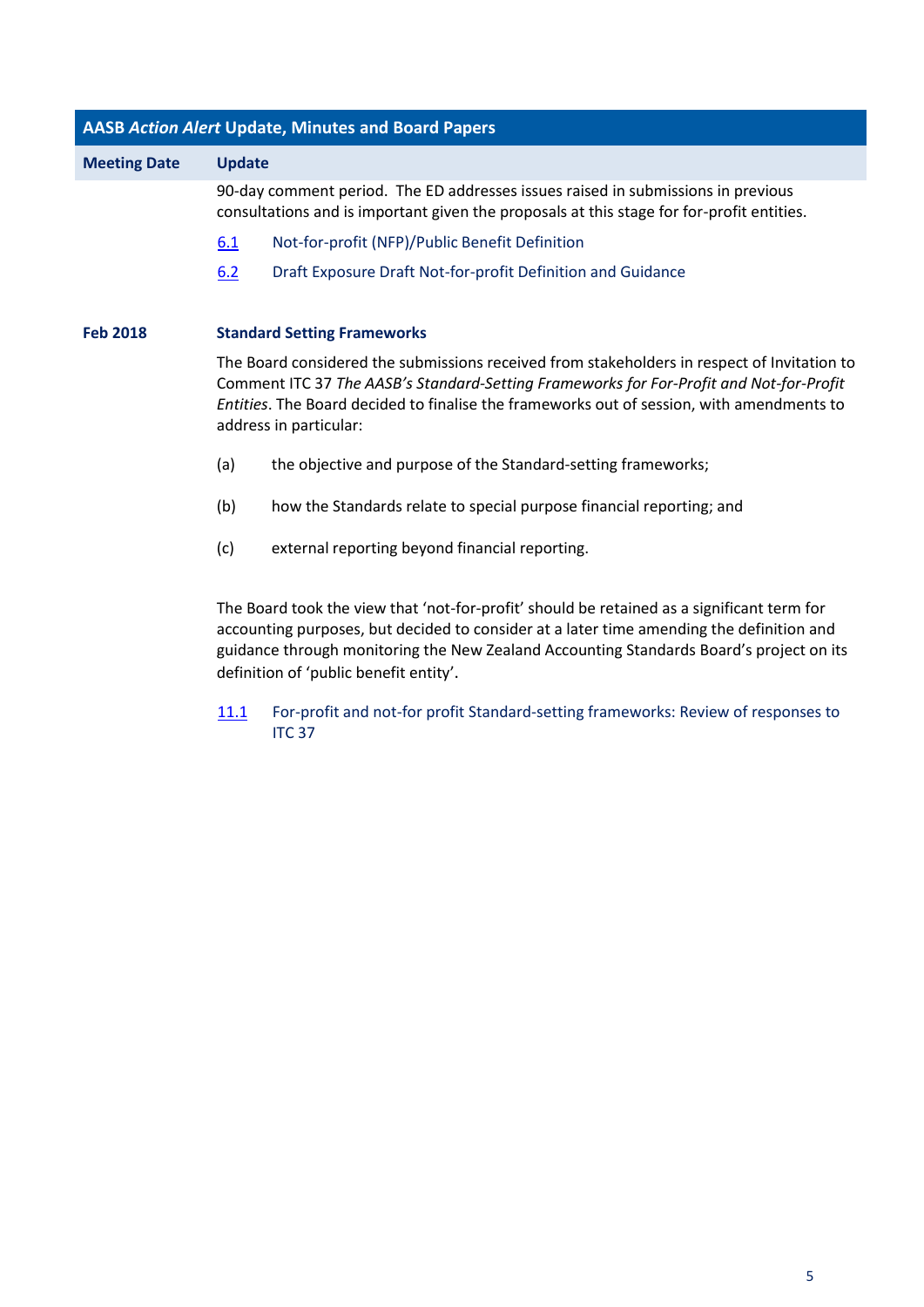| AASB *Action Alert* Update, Minutes and Board Papers | |
|---|---|
| **Meeting Date** | **Update** |
| | 90-day comment period. The ED addresses issues raised in submissions in previous consultations and is important given the proposals at this stage for for-profit entities.<br><br>6.1 Not-for-profit (NFP)/Public Benefit Definition<br><br>6.2 Draft Exposure Draft Not-for-profit Definition and Guidance |
| **Feb 2018** | **Standard Setting Frameworks**<br><br>The Board considered the submissions received from stakeholders in respect of Invitation to Comment ITC 37 *The AASB's Standard-Setting Frameworks for For-Profit and Not-for-Profit Entities*. The Board decided to finalise the frameworks out of session, with amendments to address in particular:<br><br>(a) the objective and purpose of the Standard-setting frameworks;<br><br>(b) how the Standards relate to special purpose financial reporting; and<br><br>(c) external reporting beyond financial reporting.<br><br>The Board took the view that 'not-for-profit' should be retained as a significant term for accounting purposes, but decided to consider at a later time amending the definition and guidance through monitoring the New Zealand Accounting Standards Board's project on its definition of 'public benefit entity'.<br><br>11.1 For-profit and not-for profit Standard-setting frameworks: Review of responses to ITC 37 |